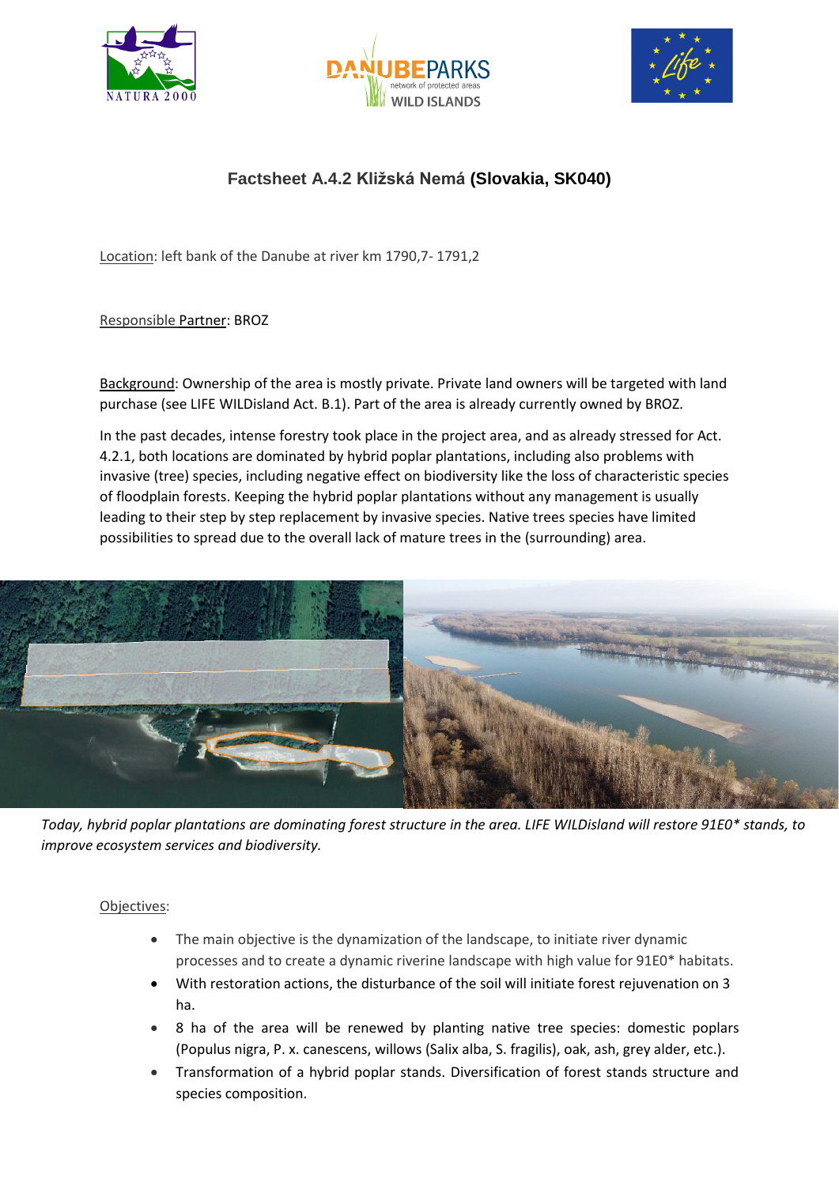# Factsheet A.4.2 Kližská Nemá (Slovakia, SK040)

Location: left bank of the Danube at river km 1790,7- 1791,2

Responsible Partner: BROZ

Background: Ownership of the area is mostly private. Private land owners will be targeted with land purchase (see LIFE WILDisland Act. B.1). Part of the area is already currently owned by BROZ.

In the past decades, intense forestry took place in the project area, and as already stressed for Act. 4.2.1, both locations are dominated by hybrid poplar plantations, including also problems with invasive (tree) species, including negative effect on biodiversity like the loss of characteristic species of floodplain forests. Keeping the hybrid poplar plantations without any management is usually leading to their step by step replacement by invasive species. Native trees species have limited possibilities to spread due to the overall lack of mature trees in the (surrounding) area.

*Today, hybrid poplar plantations are dominating forest structure in the area. LIFE WILDisland will restore 91E0* stands, to improve ecosystem services and biodiversity.*

Objectives:

- The main objective is the dynamization of the landscape, to initiate river dynamic processes and to create a dynamic riverine landscape with high value for 91E0* habitats.
- With restoration actions, the disturbance of the soil will initiate forest rejuvenation on 3 ha.
- 8 ha of the area will be renewed by planting native tree species: domestic poplars (Populus nigra, P. x. canescens, willows (Salix alba, S. fragilis), oak, ash, grey alder, etc.).
- Transformation of a hybrid poplar stands. Diversification of forest stands structure and species composition.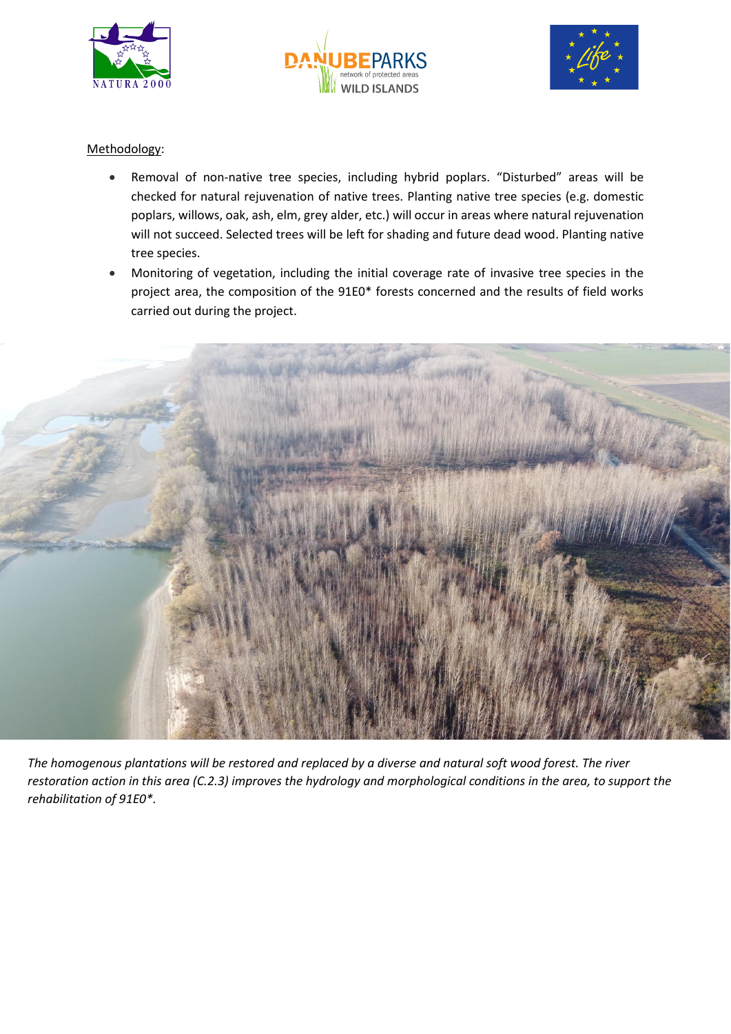Methodology:

- Removal of non-native tree species, including hybrid poplars. “Disturbed” areas will be checked for natural rejuvenation of native trees. Planting native tree species (e.g. domestic poplars, willows, oak, ash, elm, grey alder, etc.) will occur in areas where natural rejuvenation will not succeed. Selected trees will be left for shading and future dead wood. Planting native tree species.
- Monitoring of vegetation, including the initial coverage rate of invasive tree species in the project area, the composition of the 91E0* forests concerned and the results of field works carried out during the project.

*The homogenous plantations will be restored and replaced by a diverse and natural soft wood forest. The river restoration action in this area (C.2.3) improves the hydrology and morphological conditions in the area, to support the rehabilitation of 91E0*.*